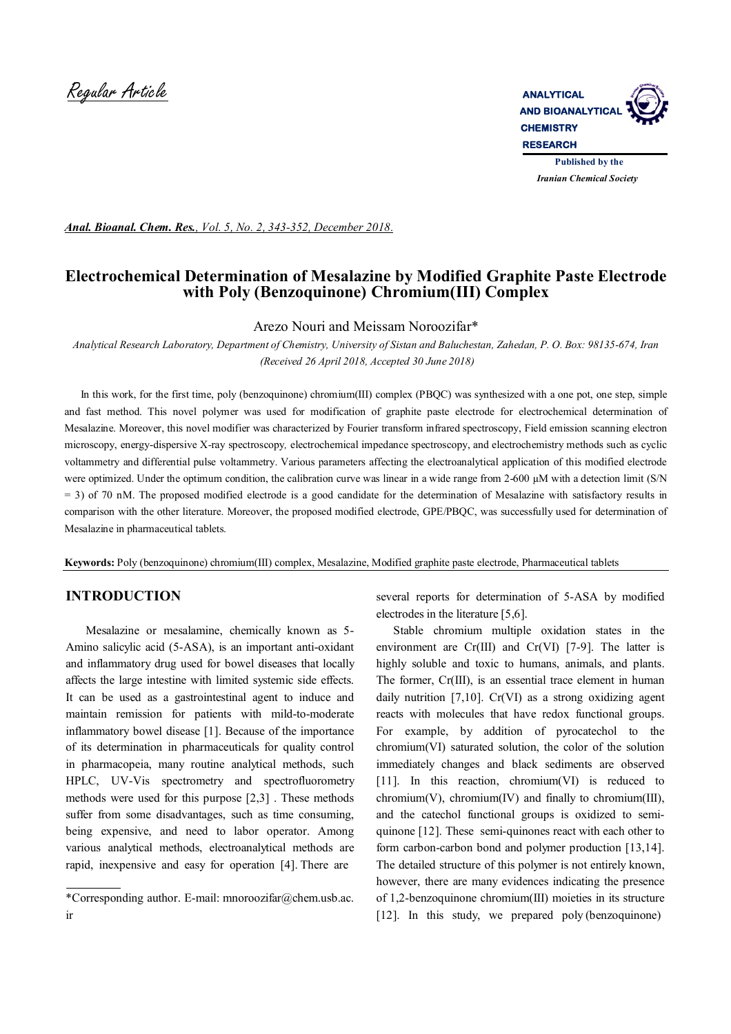Regular Article

# Electrochemical Determination of Mesalazine by Modified Graphite Paste Electrode with Poly (Benzoquinone) Chromium(III) Complex

Arezo Nouri and Meissam Noroozifar*

*Analytical Research Laboratory, Department of Chemistry, University of Sistan and Baluchestan, Zahedan, P. O. Box: 98135-674, Iran*
*(Received 26 April 2018, Accepted 30 June 2018)*

In this work, for the first time, poly (benzoquinone) chromium(III) complex (PBQC) was synthesized with a one pot, one step, simple and fast method. This novel polymer was used for modification of graphite paste electrode for electrochemical determination of Mesalazine. Moreover, this novel modifier was characterized by Fourier transform infrared spectroscopy, Field emission scanning electron microscopy, energy-dispersive X-ray spectroscopy, electrochemical impedance spectroscopy, and electrochemistry methods such as cyclic voltammetry and differential pulse voltammetry. Various parameters affecting the electroanalytical application of this modified electrode were optimized. Under the optimum condition, the calibration curve was linear in a wide range from 2-600 μM with a detection limit (S/N = 3) of 70 nM. The proposed modified electrode is a good candidate for the determination of Mesalazine with satisfactory results in comparison with the other literature. Moreover, the proposed modified electrode, GPE/PBQC, was successfully used for determination of Mesalazine in pharmaceutical tablets.

**Keywords:** Poly (benzoquinone) chromium(III) complex, Mesalazine, Modified graphite paste electrode, Pharmaceutical tablets

## INTRODUCTION

Mesalazine or mesalamine, chemically known as 5-Amino salicylic acid (5-ASA), is an important anti-oxidant and inflammatory drug used for bowel diseases that locally affects the large intestine with limited systemic side effects. It can be used as a gastrointestinal agent to induce and maintain remission for patients with mild-to-moderate inflammatory bowel disease [1]. Because of the importance of its determination in pharmaceuticals for quality control in pharmacopeia, many routine analytical methods, such HPLC, UV-Vis spectrometry and spectrofluorometry methods were used for this purpose [2,3] . These methods suffer from some disadvantages, such as time consuming, being expensive, and need to labor operator. Among various analytical methods, electroanalytical methods are rapid, inexpensive and easy for operation [4]. There are several reports for determination of 5-ASA by modified electrodes in the literature [5,6].

Stable chromium multiple oxidation states in the environment are Cr(III) and Cr(VI) [7-9]. The latter is highly soluble and toxic to humans, animals, and plants. The former, Cr(III), is an essential trace element in human daily nutrition [7,10]. Cr(VI) as a strong oxidizing agent reacts with molecules that have redox functional groups. For example, by addition of pyrocatechol to the chromium(VI) saturated solution, the color of the solution immediately changes and black sediments are observed [11]. In this reaction, chromium(VI) is reduced to chromium(V), chromium(IV) and finally to chromium(III), and the catechol functional groups is oxidized to semi-quinone [12]. These semi-quinones react with each other to form carbon-carbon bond and polymer production [13,14]. The detailed structure of this polymer is not entirely known, however, there are many evidences indicating the presence of 1,2-benzoquinone chromium(III) moieties in its structure [12]. In this study, we prepared poly (benzoquinone)

*Corresponding author. E-mail: mnoroozifar@chem.usb.ac.ir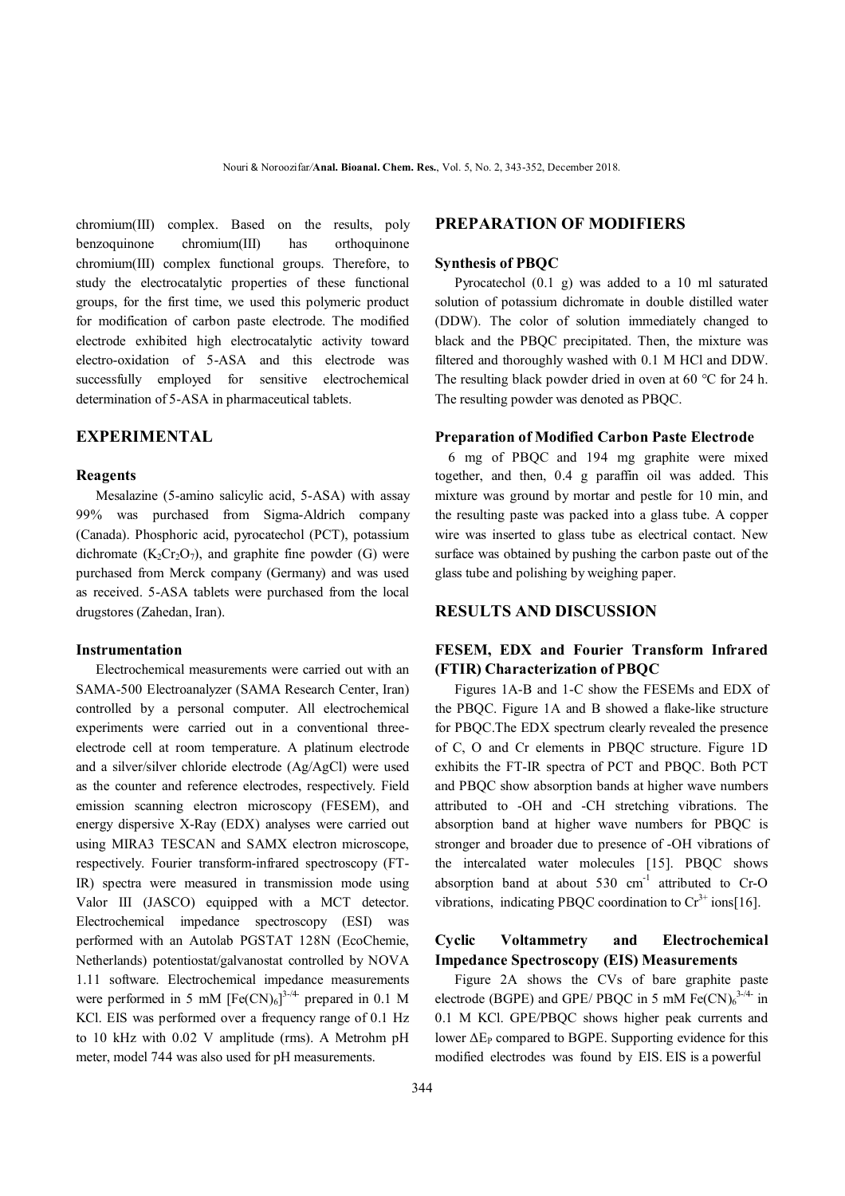chromium(III) complex. Based on the results, poly benzoquinone chromium(III) has orthoquinone chromium(III) complex functional groups. Therefore, to study the electrocatalytic properties of these functional groups, for the first time, we used this polymeric product for modification of carbon paste electrode. The modified electrode exhibited high electrocatalytic activity toward electro-oxidation of 5-ASA and this electrode was successfully employed for sensitive electrochemical determination of 5-ASA in pharmaceutical tablets.

## EXPERIMENTAL

### Reagents

Mesalazine (5-amino salicylic acid, 5-ASA) with assay 99% was purchased from Sigma-Aldrich company (Canada). Phosphoric acid, pyrocatechol (PCT), potassium dichromate ($K_2Cr_2O_7$), and graphite fine powder (G) were purchased from Merck company (Germany) and was used as received. 5-ASA tablets were purchased from the local drugstores (Zahedan, Iran).

### Instrumentation

Electrochemical measurements were carried out with an SAMA-500 Electroanalyzer (SAMA Research Center, Iran) controlled by a personal computer. All electrochemical experiments were carried out in a conventional three-electrode cell at room temperature. A platinum electrode and a silver/silver chloride electrode (Ag/AgCl) were used as the counter and reference electrodes, respectively. Field emission scanning electron microscopy (FESEM), and energy dispersive X-Ray (EDX) analyses were carried out using MIRA3 TESCAN and SAMX electron microscope, respectively. Fourier transform-infrared spectroscopy (FT-IR) spectra were measured in transmission mode using Valor III (JASCO) equipped with a MCT detector. Electrochemical impedance spectroscopy (ESI) was performed with an Autolab PGSTAT 128N (EcoChemie, Netherlands) potentiostat/galvanostat controlled by NOVA 1.11 software. Electrochemical impedance measurements were performed in 5 mM $[Fe(CN)_6]^{3-/4-}$ prepared in 0.1 M KCl. EIS was performed over a frequency range of 0.1 Hz to 10 kHz with 0.02 V amplitude (rms). A Metrohm pH meter, model 744 was also used for pH measurements.

## PREPARATION OF MODIFIERS

### Synthesis of PBQC

Pyrocatechol (0.1 g) was added to a 10 ml saturated solution of potassium dichromate in double distilled water (DDW). The color of solution immediately changed to black and the PBQC precipitated. Then, the mixture was filtered and thoroughly washed with 0.1 M HCl and DDW. The resulting black powder dried in oven at 60 °C for 24 h. The resulting powder was denoted as PBQC.

### Preparation of Modified Carbon Paste Electrode

6 mg of PBQC and 194 mg graphite were mixed together, and then, 0.4 g paraffin oil was added. This mixture was ground by mortar and pestle for 10 min, and the resulting paste was packed into a glass tube. A copper wire was inserted to glass tube as electrical contact. New surface was obtained by pushing the carbon paste out of the glass tube and polishing by weighing paper.

## RESULTS AND DISCUSSION

### FESEM, EDX and Fourier Transform Infrared (FTIR) Characterization of PBQC

Figures 1A-B and 1-C show the FESEMs and EDX of the PBQC. Figure 1A and B showed a flake-like structure for PBQC.The EDX spectrum clearly revealed the presence of C, O and Cr elements in PBQC structure. Figure 1D exhibits the FT-IR spectra of PCT and PBQC. Both PCT and PBQC show absorption bands at higher wave numbers attributed to -OH and -CH stretching vibrations. The absorption band at higher wave numbers for PBQC is stronger and broader due to presence of -OH vibrations of the intercalated water molecules [15]. PBQC shows absorption band at about 530 $cm^{-1}$ attributed to Cr-O vibrations, indicating PBQC coordination to $Cr^{3+}$ ions[16].

### Cyclic Voltammetry and Electrochemical Impedance Spectroscopy (EIS) Measurements

Figure 2A shows the CVs of bare graphite paste electrode (BGPE) and GPE/ PBQC in 5 mM $Fe(CN)_6^{3-/4-}$ in 0.1 M KCl. GPE/PBQC shows higher peak currents and lower $\Delta E_P$ compared to BGPE. Supporting evidence for this modified electrodes was found by EIS. EIS is a powerful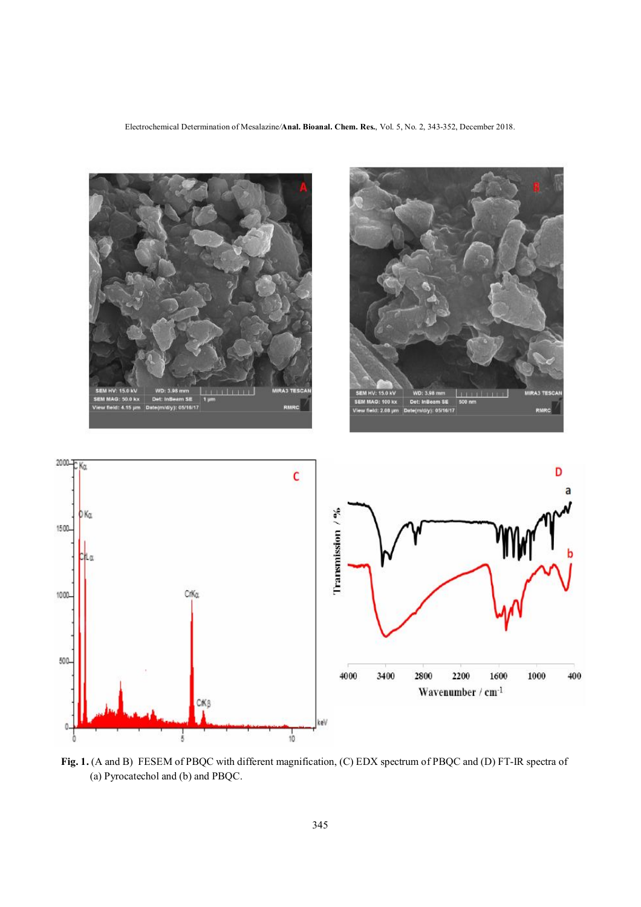**Fig. 1.** (A and B) FESEM of PBQC with different magnification, (C) EDX spectrum of PBQC and (D) FT-IR spectra of (a) Pyrocatechol and (b) and PBQC.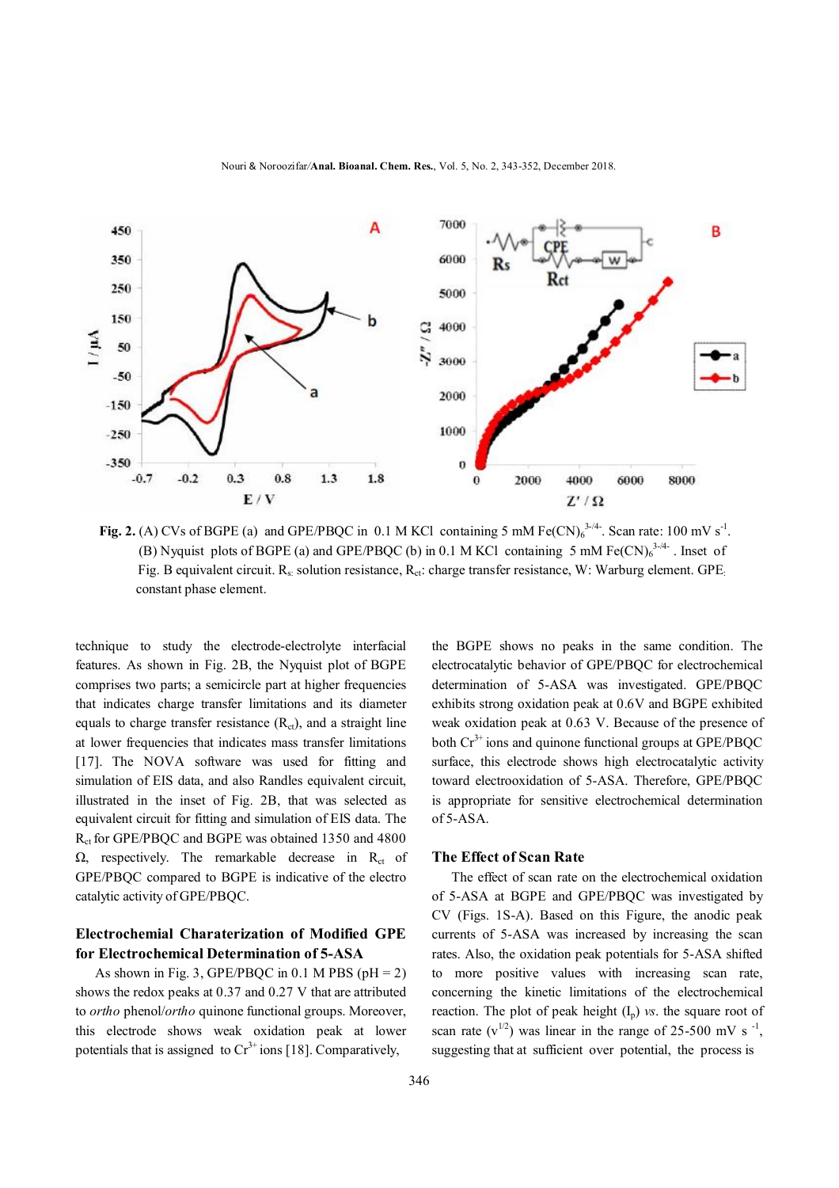**Fig. 2.** (A) CVs of BGPE (a) and GPE/PBQC in 0.1 M KCl containing 5 mM $Fe(CN)_6^{3-/4-}$. Scan rate: 100 mV $s^{-1}$. (B) Nyquist plots of BGPE (a) and GPE/PBQC (b) in 0.1 M KCl containing 5 mM $Fe(CN)_6^{3-/4-}$. Inset of Fig. B equivalent circuit. $R_s$: solution resistance, $R_{ct}$: charge transfer resistance, W: Warburg element. GPE: constant phase element.

technique to study the electrode-electrolyte interfacial features. As shown in Fig. 2B, the Nyquist plot of BGPE comprises two parts; a semicircle part at higher frequencies that indicates charge transfer limitations and its diameter equals to charge transfer resistance ($R_{ct}$), and a straight line at lower frequencies that indicates mass transfer limitations [17]. The NOVA software was used for fitting and simulation of EIS data, and also Randles equivalent circuit, illustrated in the inset of Fig. 2B, that was selected as equivalent circuit for fitting and simulation of EIS data. The $R_{ct}$ for GPE/PBQC and BGPE was obtained 1350 and 4800 Ω, respectively. The remarkable decrease in $R_{ct}$ of GPE/PBQC compared to BGPE is indicative of the electro catalytic activity of GPE/PBQC.

## Electrochemial Charaterization of Modified GPE for Electrochemical Determination of 5-ASA

As shown in Fig. 3, GPE/PBQC in 0.1 M PBS (pH = 2) shows the redox peaks at 0.37 and 0.27 V that are attributed to *ortho* phenol/*ortho* quinone functional groups. Moreover, this electrode shows weak oxidation peak at lower potentials that is assigned to $Cr^{3+}$ ions [18]. Comparatively, the BGPE shows no peaks in the same condition. The electrocatalytic behavior of GPE/PBQC for electrochemical determination of 5-ASA was investigated. GPE/PBQC exhibits strong oxidation peak at 0.6V and BGPE exhibited weak oxidation peak at 0.63 V. Because of the presence of both $Cr^{3+}$ ions and quinone functional groups at GPE/PBQC surface, this electrode shows high electrocatalytic activity toward electrooxidation of 5-ASA. Therefore, GPE/PBQC is appropriate for sensitive electrochemical determination of 5-ASA.

## The Effect of Scan Rate

The effect of scan rate on the electrochemical oxidation of 5-ASA at BGPE and GPE/PBQC was investigated by CV (Figs. 1S-A). Based on this Figure, the anodic peak currents of 5-ASA was increased by increasing the scan rates. Also, the oxidation peak potentials for 5-ASA shifted to more positive values with increasing scan rate, concerning the kinetic limitations of the electrochemical reaction. The plot of peak height ($I_p$) *vs.* the square root of scan rate ($v^{1/2}$) was linear in the range of 25-500 mV $s^{-1}$, suggesting that at sufficient over potential, the process is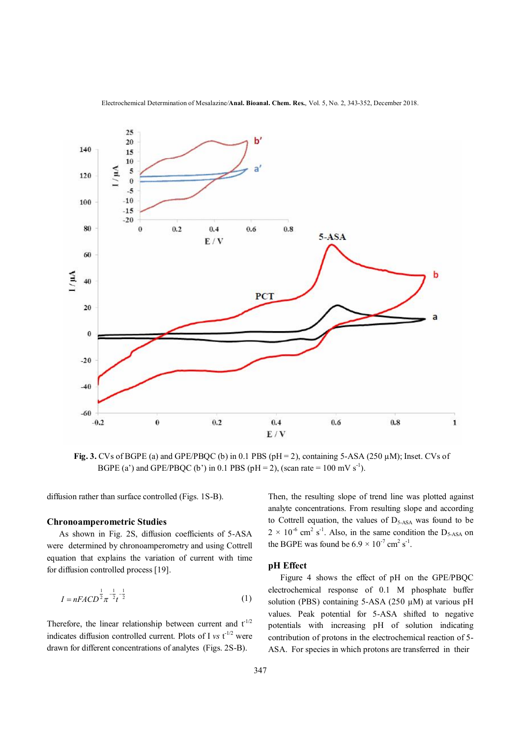**Fig. 3.** CVs of BGPE (a) and GPE/PBQC (b) in 0.1 PBS (pH = 2), containing 5-ASA (250 µM); Inset. CVs of BGPE (a') and GPE/PBQC (b') in 0.1 PBS (pH = 2), (scan rate = 100 mV $s^{-1}$).

diffusion rather than surface controlled (Figs. 1S-B).

### Chronoamperometric Studies

As shown in Fig. 2S, diffusion coefficients of 5-ASA were determined by chronoamperometry and using Cottrell equation that explains the variation of current with time for diffusion controlled process [19].

$$I = nFACD^{\frac{1}{2}}\pi^{-\frac{1}{2}}t^{-\frac{1}{2}} \quad (1)$$

Therefore, the linear relationship between current and $t^{-1/2}$ indicates diffusion controlled current. Plots of I *vs* $t^{-1/2}$ were drawn for different concentrations of analytes (Figs. 2S-B). Then, the resulting slope of trend line was plotted against analyte concentrations. From resulting slope and according to Cottrell equation, the values of $D_{5\text{-ASA}}$ was found to be $2 \times 10^{-6}$ $cm^2$ $s^{-1}$. Also, in the same condition the $D_{5\text{-ASA}}$ on the BGPE was found be $6.9 \times 10^{-7}$ $cm^2$ $s^{-1}$.

### pH Effect

Figure 4 shows the effect of pH on the GPE/PBQC electrochemical response of 0.1 M phosphate buffer solution (PBS) containing 5-ASA (250 µM) at various pH values. Peak potential for 5-ASA shifted to negative potentials with increasing pH of solution indicating contribution of protons in the electrochemical reaction of 5-ASA. For species in which protons are transferred in their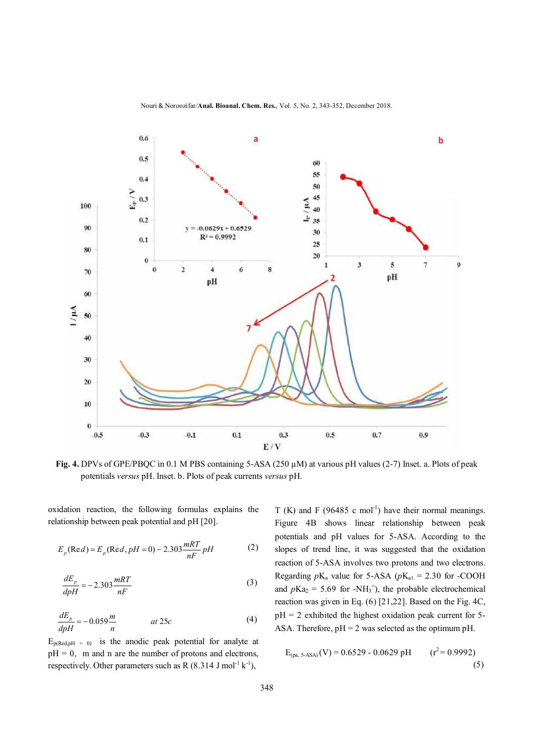**Fig. 4.** DPVs of GPE/PBQC in 0.1 M PBS containing 5-ASA (250 µM) at various pH values (2-7) Inset. a. Plots of peak potentials *versus* pH. Inset. b. Plots of peak currents *versus* pH.

oxidation reaction, the following formulas explains the relationship between peak potential and pH [20].

$$E_p(\mathrm{Red}) = E_p(\mathrm{Red}, pH = 0) - 2.303\frac{mRT}{nF}pH \tag{2}$$

$$\frac{dE_p}{dpH} = -2.303\frac{mRT}{nF} \tag{3}$$

$$\frac{dE_p}{dpH} = -0.059\frac{m}{n} \qquad at\ 25c \tag{4}$$

$E_{p(\mathrm{Red}, pH\ =\ 0)}$ is the anodic peak potential for analyte at pH = 0, m and n are the number of protons and electrons, respectively. Other parameters such as R (8.314 J mol$^{-1}$ k$^{-1}$), T (K) and F (96485 c mol$^{-1}$) have their normal meanings. Figure 4B shows linear relationship between peak potentials and pH values for 5-ASA. According to the slopes of trend line, it was suggested that the oxidation reaction of 5-ASA involves two protons and two electrons. Regarding $pK_a$ value for 5-ASA ($pK_{a1}$ = 2.30 for -COOH and $pKa_2$ = 5.69 for $-NH_3^+$), the probable electrochemical reaction was given in Eq. (6) [21,22]. Based on the Fig. 4C, pH = 2 exhibited the highest oxidation peak current for 5-ASA. Therefore, pH = 2 was selected as the optimum pH.

$$E_{(pa,\ 5\text{-}ASA)}(\mathrm{V}) = 0.6529 - 0.0629\ pH \qquad (r^2 = 0.9992) \tag{5}$$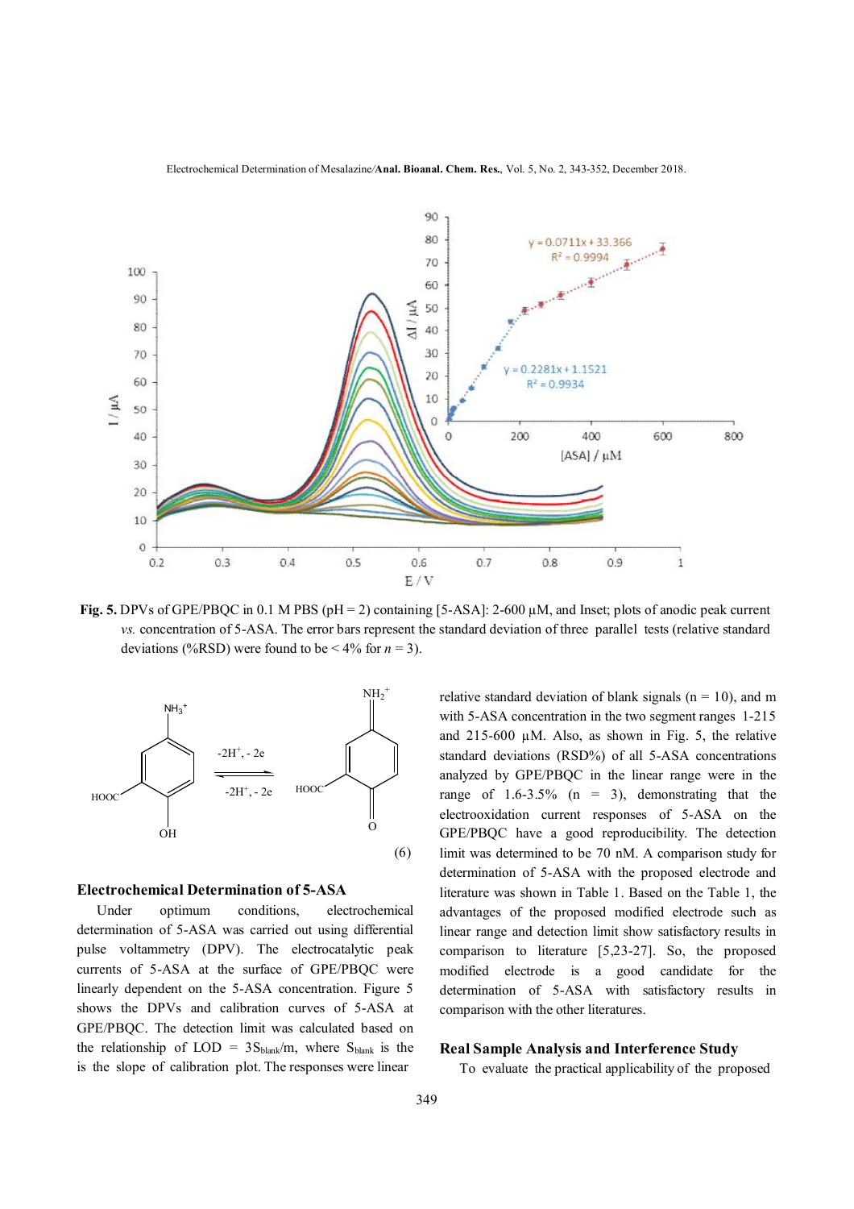**Fig. 5.** DPVs of GPE/PBQC in 0.1 M PBS (pH = 2) containing [5-ASA]: 2-600 µM, and Inset; plots of anodic peak current *vs.* concentration of 5-ASA. The error bars represent the standard deviation of three parallel tests (relative standard deviations (%RSD) were found to be < 4% for *n* = 3).

(6)

## Electrochemical Determination of 5-ASA

Under optimum conditions, electrochemical determination of 5-ASA was carried out using differential pulse voltammetry (DPV). The electrocatalytic peak currents of 5-ASA at the surface of GPE/PBQC were linearly dependent on the 5-ASA concentration. Figure 5 shows the DPVs and calibration curves of 5-ASA at GPE/PBQC. The detection limit was calculated based on the relationship of LOD = $3S_{blank}/m$, where $S_{blank}$ is the relative standard deviation of blank signals (n = 10), and m is the slope of calibration plot. The responses were linear with 5-ASA concentration in the two segment ranges 1-215 and 215-600 µM. Also, as shown in Fig. 5, the relative standard deviations (RSD%) of all 5-ASA concentrations analyzed by GPE/PBQC in the linear range were in the range of 1.6-3.5% (n = 3), demonstrating that the electrooxidation current responses of 5-ASA on the GPE/PBQC have a good reproducibility. The detection limit was determined to be 70 nM. A comparison study for determination of 5-ASA with the proposed electrode and literature was shown in Table 1. Based on the Table 1, the advantages of the proposed modified electrode such as linear range and detection limit show satisfactory results in comparison to literature [5,23-27]. So, the proposed modified electrode is a good candidate for the determination of 5-ASA with satisfactory results in comparison with the other literatures.

## Real Sample Analysis and Interference Study

To evaluate the practical applicability of the proposed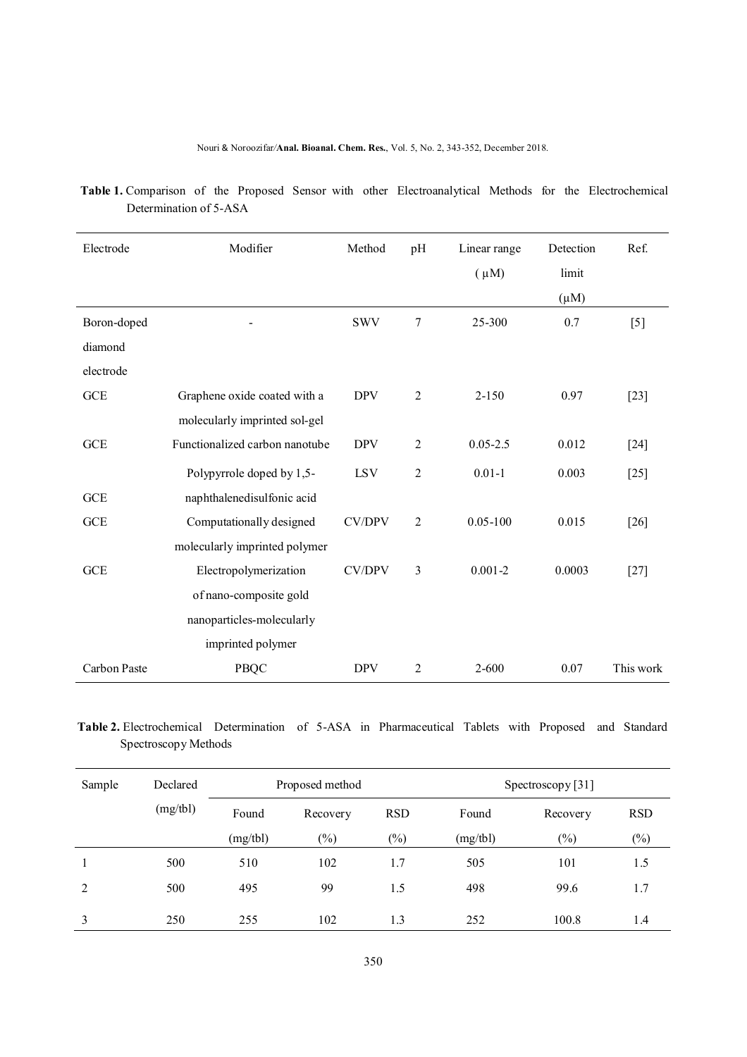**Table 1.** Comparison of the Proposed Sensor with other Electroanalytical Methods for the Electrochemical Determination of 5-ASA

| Electrode | Modifier | Method | pH | Linear range (μM) | Detection limit (μM) | Ref. |
|---|---|---|---|---|---|---|
| Boron-doped diamond electrode | - | SWV | 7 | 25-300 | 0.7 | [5] |
| GCE | Graphene oxide coated with a molecularly imprinted sol-gel | DPV | 2 | 2-150 | 0.97 | [23] |
| GCE | Functionalized carbon nanotube | DPV | 2 | 0.05-2.5 | 0.012 | [24] |
| GCE | Polypyrrole doped by 1,5-naphthalenedisulfonic acid | LSV | 2 | 0.01-1 | 0.003 | [25] |
| GCE | Computationally designed molecularly imprinted polymer | CV/DPV | 2 | 0.05-100 | 0.015 | [26] |
| GCE | Electropolymerization of nano-composite gold nanoparticles-molecularly imprinted polymer | CV/DPV | 3 | 0.001-2 | 0.0003 | [27] |
| Carbon Paste | PBQC | DPV | 2 | 2-600 | 0.07 | This work |

**Table 2.** Electrochemical Determination of 5-ASA in Pharmaceutical Tablets with Proposed and Standard Spectroscopy Methods

| Sample | Declared (mg/tbl) | Proposed method | | | Spectroscopy [31] | | |
|---|---|---|---|---|---|---|---|
| | | Found (mg/tbl) | Recovery (%) | RSD (%) | Found (mg/tbl) | Recovery (%) | RSD (%) |
| 1 | 500 | 510 | 102 | 1.7 | 505 | 101 | 1.5 |
| 2 | 500 | 495 | 99 | 1.5 | 498 | 99.6 | 1.7 |
| 3 | 250 | 255 | 102 | 1.3 | 252 | 100.8 | 1.4 |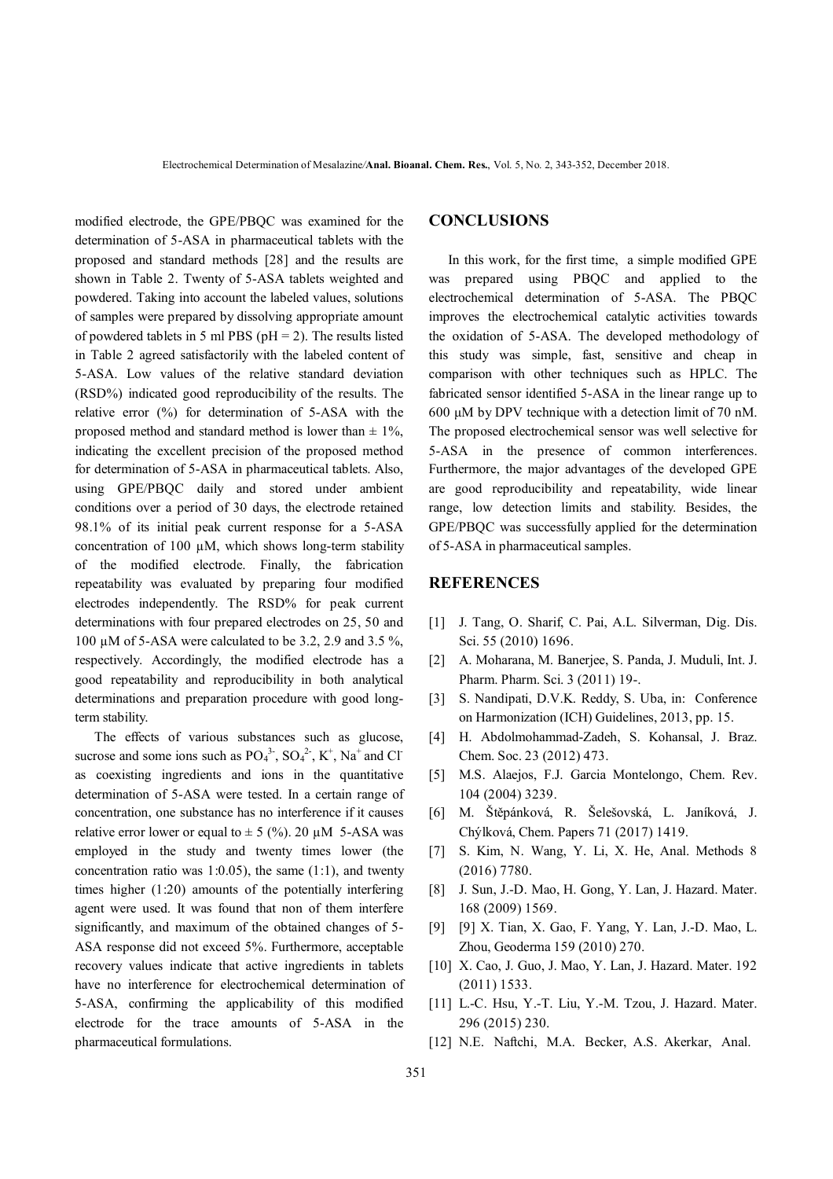modified electrode, the GPE/PBQC was examined for the determination of 5-ASA in pharmaceutical tablets with the proposed and standard methods [28] and the results are shown in Table 2. Twenty of 5-ASA tablets weighted and powdered. Taking into account the labeled values, solutions of samples were prepared by dissolving appropriate amount of powdered tablets in 5 ml PBS (pH = 2). The results listed in Table 2 agreed satisfactorily with the labeled content of 5-ASA. Low values of the relative standard deviation (RSD%) indicated good reproducibility of the results. The relative error (%) for determination of 5-ASA with the proposed method and standard method is lower than ± 1%, indicating the excellent precision of the proposed method for determination of 5-ASA in pharmaceutical tablets. Also, using GPE/PBQC daily and stored under ambient conditions over a period of 30 days, the electrode retained 98.1% of its initial peak current response for a 5-ASA concentration of 100 µM, which shows long-term stability of the modified electrode. Finally, the fabrication repeatability was evaluated by preparing four modified electrodes independently. The RSD% for peak current determinations with four prepared electrodes on 25, 50 and 100 µM of 5-ASA were calculated to be 3.2, 2.9 and 3.5 %, respectively. Accordingly, the modified electrode has a good repeatability and reproducibility in both analytical determinations and preparation procedure with good long-term stability.

The effects of various substances such as glucose, sucrose and some ions such as $PO_4^{3-}$, $SO_4^{2-}$, $K^+$, $Na^+$ and $Cl^-$ as coexisting ingredients and ions in the quantitative determination of 5-ASA were tested. In a certain range of concentration, one substance has no interference if it causes relative error lower or equal to ± 5 (%). 20 µM 5-ASA was employed in the study and twenty times lower (the concentration ratio was 1:0.05), the same (1:1), and twenty times higher (1:20) amounts of the potentially interfering agent were used. It was found that non of them interfere significantly, and maximum of the obtained changes of 5-ASA response did not exceed 5%. Furthermore, acceptable recovery values indicate that active ingredients in tablets have no interference for electrochemical determination of 5-ASA, confirming the applicability of this modified electrode for the trace amounts of 5-ASA in the pharmaceutical formulations.

## CONCLUSIONS

In this work, for the first time, a simple modified GPE was prepared using PBQC and applied to the electrochemical determination of 5-ASA. The PBQC improves the electrochemical catalytic activities towards the oxidation of 5-ASA. The developed methodology of this study was simple, fast, sensitive and cheap in comparison with other techniques such as HPLC. The fabricated sensor identified 5-ASA in the linear range up to 600 µM by DPV technique with a detection limit of 70 nM. The proposed electrochemical sensor was well selective for 5-ASA in the presence of common interferences. Furthermore, the major advantages of the developed GPE are good reproducibility and repeatability, wide linear range, low detection limits and stability. Besides, the GPE/PBQC was successfully applied for the determination of 5-ASA in pharmaceutical samples.

## REFERENCES

[1] J. Tang, O. Sharif, C. Pai, A.L. Silverman, Dig. Dis. Sci. 55 (2010) 1696.

[2] A. Moharana, M. Banerjee, S. Panda, J. Muduli, Int. J. Pharm. Pharm. Sci. 3 (2011) 19-.

[3] S. Nandipati, D.V.K. Reddy, S. Uba, in: Conference on Harmonization (ICH) Guidelines, 2013, pp. 15.

[4] H. Abdolmohammad-Zadeh, S. Kohansal, J. Braz. Chem. Soc. 23 (2012) 473.

[5] M.S. Alaejos, F.J. Garcia Montelongo, Chem. Rev. 104 (2004) 3239.

[6] M. Štěpánková, R. Šelešovská, L. Janíková, J. Chýlková, Chem. Papers 71 (2017) 1419.

[7] S. Kim, N. Wang, Y. Li, X. He, Anal. Methods 8 (2016) 7780.

[8] J. Sun, J.-D. Mao, H. Gong, Y. Lan, J. Hazard. Mater. 168 (2009) 1569.

[9] [9] X. Tian, X. Gao, F. Yang, Y. Lan, J.-D. Mao, L. Zhou, Geoderma 159 (2010) 270.

[10] X. Cao, J. Guo, J. Mao, Y. Lan, J. Hazard. Mater. 192 (2011) 1533.

[11] L.-C. Hsu, Y.-T. Liu, Y.-M. Tzou, J. Hazard. Mater. 296 (2015) 230.

[12] N.E. Naftchi, M.A. Becker, A.S. Akerkar, Anal.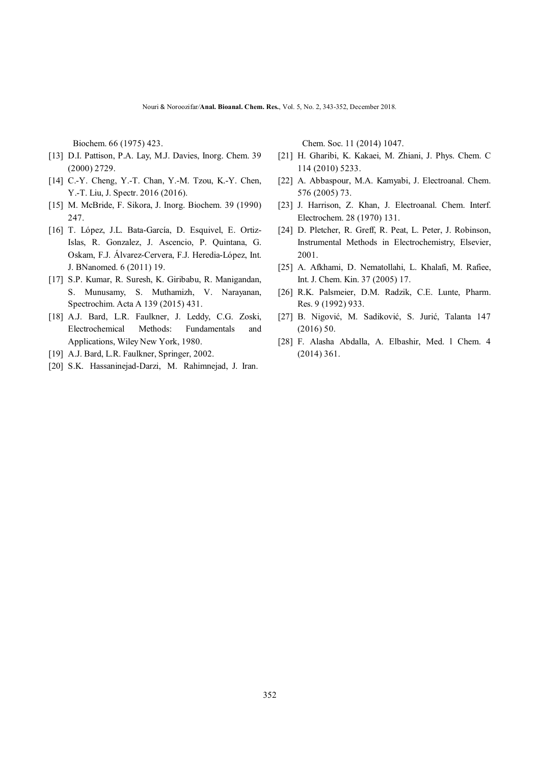Biochem. 66 (1975) 423.

[13] D.I. Pattison, P.A. Lay, M.J. Davies, Inorg. Chem. 39 (2000) 2729.

[14] C.-Y. Cheng, Y.-T. Chan, Y.-M. Tzou, K.-Y. Chen, Y.-T. Liu, J. Spectr. 2016 (2016).

[15] M. McBride, F. Sikora, J. Inorg. Biochem. 39 (1990) 247.

[16] T. López, J.L. Bata-García, D. Esquivel, E. Ortiz-Islas, R. Gonzalez, J. Ascencio, P. Quintana, G. Oskam, F.J. Álvarez-Cervera, F.J. Heredia-López, Int. J. BNanomed. 6 (2011) 19.

[17] S.P. Kumar, R. Suresh, K. Giribabu, R. Manigandan, S. Munusamy, S. Muthamizh, V. Narayanan, Spectrochim. Acta A 139 (2015) 431.

[18] A.J. Bard, L.R. Faulkner, J. Leddy, C.G. Zoski, Electrochemical Methods: Fundamentals and Applications, Wiley New York, 1980.

[19] A.J. Bard, L.R. Faulkner, Springer, 2002.

[20] S.K. Hassaninejad-Darzi, M. Rahimnejad, J. Iran. Chem. Soc. 11 (2014) 1047.

[21] H. Gharibi, K. Kakaei, M. Zhiani, J. Phys. Chem. C 114 (2010) 5233.

[22] A. Abbaspour, M.A. Kamyabi, J. Electroanal. Chem. 576 (2005) 73.

[23] J. Harrison, Z. Khan, J. Electroanal. Chem. Interf. Electrochem. 28 (1970) 131.

[24] D. Pletcher, R. Greff, R. Peat, L. Peter, J. Robinson, Instrumental Methods in Electrochemistry, Elsevier, 2001.

[25] A. Afkhami, D. Nematollahi, L. Khalafi, M. Rafiee, Int. J. Chem. Kin. 37 (2005) 17.

[26] R.K. Palsmeier, D.M. Radzik, C.E. Lunte, Pharm. Res. 9 (1992) 933.

[27] B. Nigović, M. Sadiković, S. Jurić, Talanta 147 (2016) 50.

[28] F. Alasha Abdalla, A. Elbashir, Med. l Chem. 4 (2014) 361.